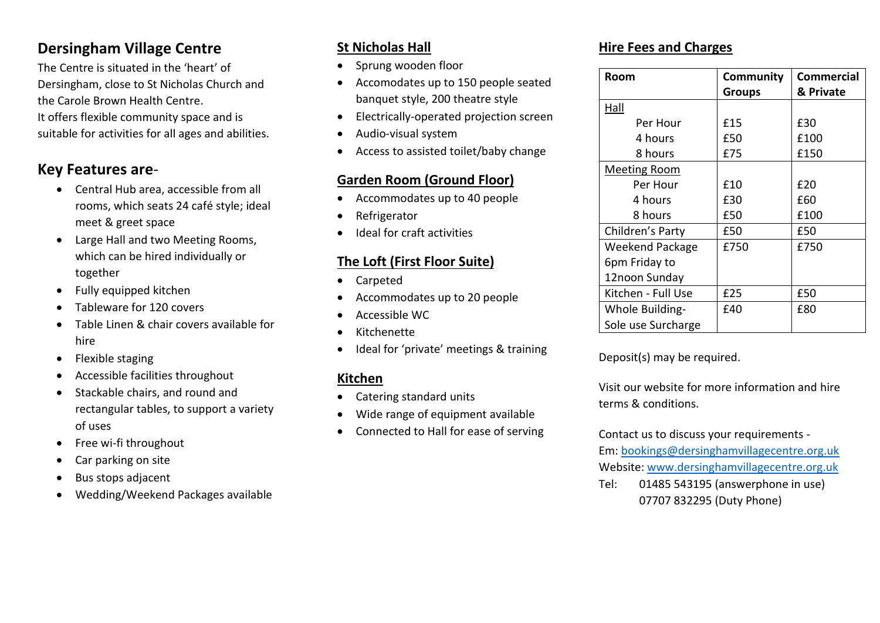# Dersingham Village Centre

The Centre is situated in the 'heart' of Dersingham, close to St Nicholas Church and the Carole Brown Health Centre.
It offers flexible community space and is suitable for activities for all ages and abilities.

## Key Features are-

- Central Hub area, accessible from all rooms, which seats 24 café style; ideal meet & greet space
- Large Hall and two Meeting Rooms, which can be hired individually or together
- Fully equipped kitchen
- Tableware for 120 covers
- Table Linen & chair covers available for hire
- Flexible staging
- Accessible facilities throughout
- Stackable chairs, and round and rectangular tables, to support a variety of uses
- Free wi-fi throughout
- Car parking on site
- Bus stops adjacent
- Wedding/Weekend Packages available

## St Nicholas Hall

- Sprung wooden floor
- Accomodates up to 150 people seated banquet style, 200 theatre style
- Electrically-operated projection screen
- Audio-visual system
- Access to assisted toilet/baby change

## Garden Room (Ground Floor)

- Accommodates up to 40 people
- Refrigerator
- Ideal for craft activities

## The Loft (First Floor Suite)

- Carpeted
- Accommodates up to 20 people
- Accessible WC
- Kitchenette
- Ideal for 'private' meetings & training

## Kitchen

- Catering standard units
- Wide range of equipment available
- Connected to Hall for ease of serving

## Hire Fees and Charges

| Room | Community Groups | Commercial & Private |
|---|---|---|
| Hall | | |
| Per Hour | £15 | £30 |
| 4 hours | £50 | £100 |
| 8 hours | £75 | £150 |
| Meeting Room | | |
| Per Hour | £10 | £20 |
| 4 hours | £30 | £60 |
| 8 hours | £50 | £100 |
| Children's Party | £50 | £50 |
| Weekend Package 6pm Friday to 12noon Sunday | £750 | £750 |
| Kitchen - Full Use | £25 | £50 |
| Whole Building- Sole use Surcharge | £40 | £80 |

Deposit(s) may be required.

Visit our website for more information and hire terms & conditions.

Contact us to discuss your requirements -
Em: bookings@dersinghamvillagecentre.org.uk
Website: www.dersinghamvillagecentre.org.uk
Tel: 01485 543195 (answerphone in use)
07707 832295 (Duty Phone)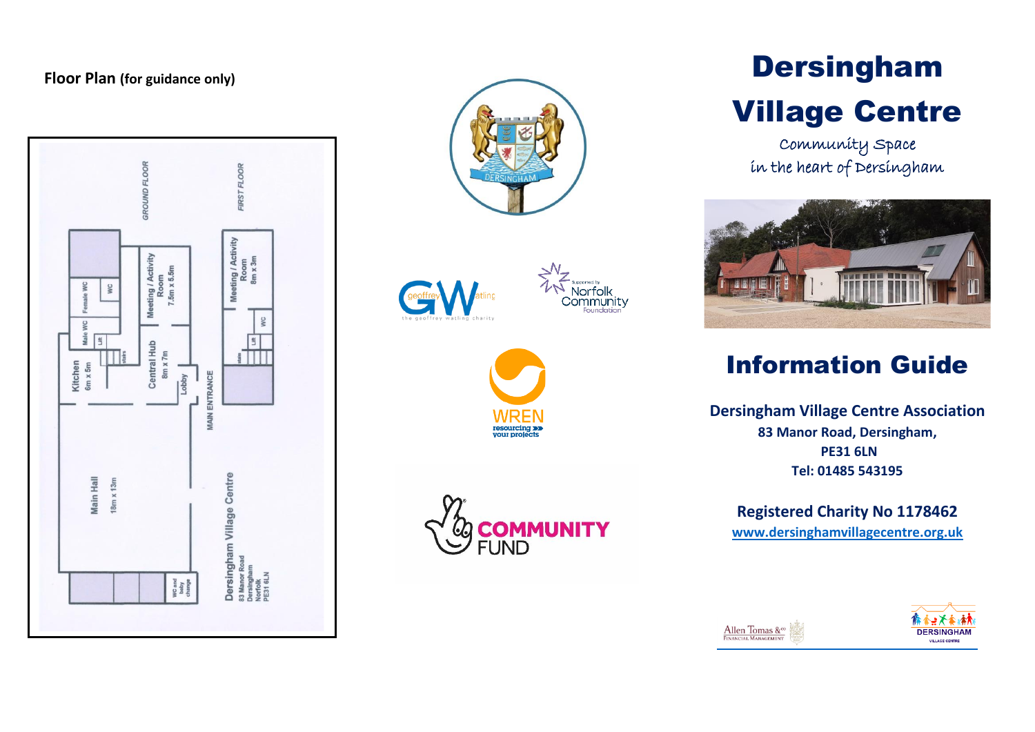**Floor Plan** (for guidance only)

GROUND FLOOR

Kitchen
6m x 5m

Male WC

Female WC

WC

Lift

stairs

Meeting / Activity Room
7.5m x 5.5m

Central Hub
8m x 7m

Lobby

MAIN ENTRANCE

Main Hall
18m x 13m

WC and baby change

FIRST FLOOR

Meeting / Activity Room
8m x 3m

WC

Lift

stairs

Dersingham Village Centre
83 Manor Road
Dersingham
Norfolk
PE31 6LN

geoffrey watling
the geoffrey watling charity

Supported by Norfolk Community Foundation

WREN
resourcing your projects

COMMUNITY FUND

# Dersingham Village Centre

Community Space in the heart of Dersingham

# Information Guide

**Dersingham Village Centre Association**

**83 Manor Road, Dersingham,**

**PE31 6LN**

**Tel: 01485 543195**

**Registered Charity No 1178462**

**www.dersinghamvillagecentre.org.uk**

Allen Tomas & Co Financial Management

DERSINGHAM VILLAGE CENTRE